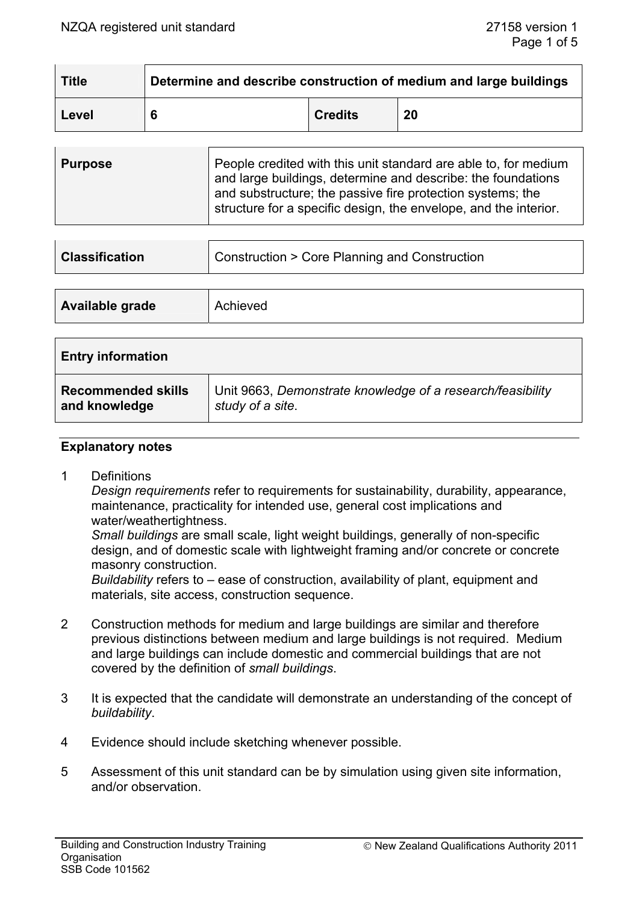| Title | Determine and describe construction of medium and large buildings | | |
|---|---|---|---|
| Level | 6 | Credits | 20 |

| Purpose | People credited with this unit standard are able to, for medium and large buildings, determine and describe: the foundations and substructure; the passive fire protection systems; the structure for a specific design, the envelope, and the interior. |
|---|---|

| Classification | Construction > Core Planning and Construction |
|---|---|

| Available grade | Achieved |
|---|---|

| Entry information | |
|---|---|
| Recommended skills and knowledge | Unit 9663, *Demonstrate knowledge of a research/feasibility study of a site*. |

**Explanatory notes**

1 Definitions
*Design requirements* refer to requirements for sustainability, durability, appearance, maintenance, practicality for intended use, general cost implications and water/weathertightness.
*Small buildings* are small scale, light weight buildings, generally of non-specific design, and of domestic scale with lightweight framing and/or concrete or concrete masonry construction.
*Buildability* refers to – ease of construction, availability of plant, equipment and materials, site access, construction sequence.

2 Construction methods for medium and large buildings are similar and therefore previous distinctions between medium and large buildings is not required. Medium and large buildings can include domestic and commercial buildings that are not covered by the definition of *small buildings*.

3 It is expected that the candidate will demonstrate an understanding of the concept of *buildability*.

4 Evidence should include sketching whenever possible.

5 Assessment of this unit standard can be by simulation using given site information, and/or observation.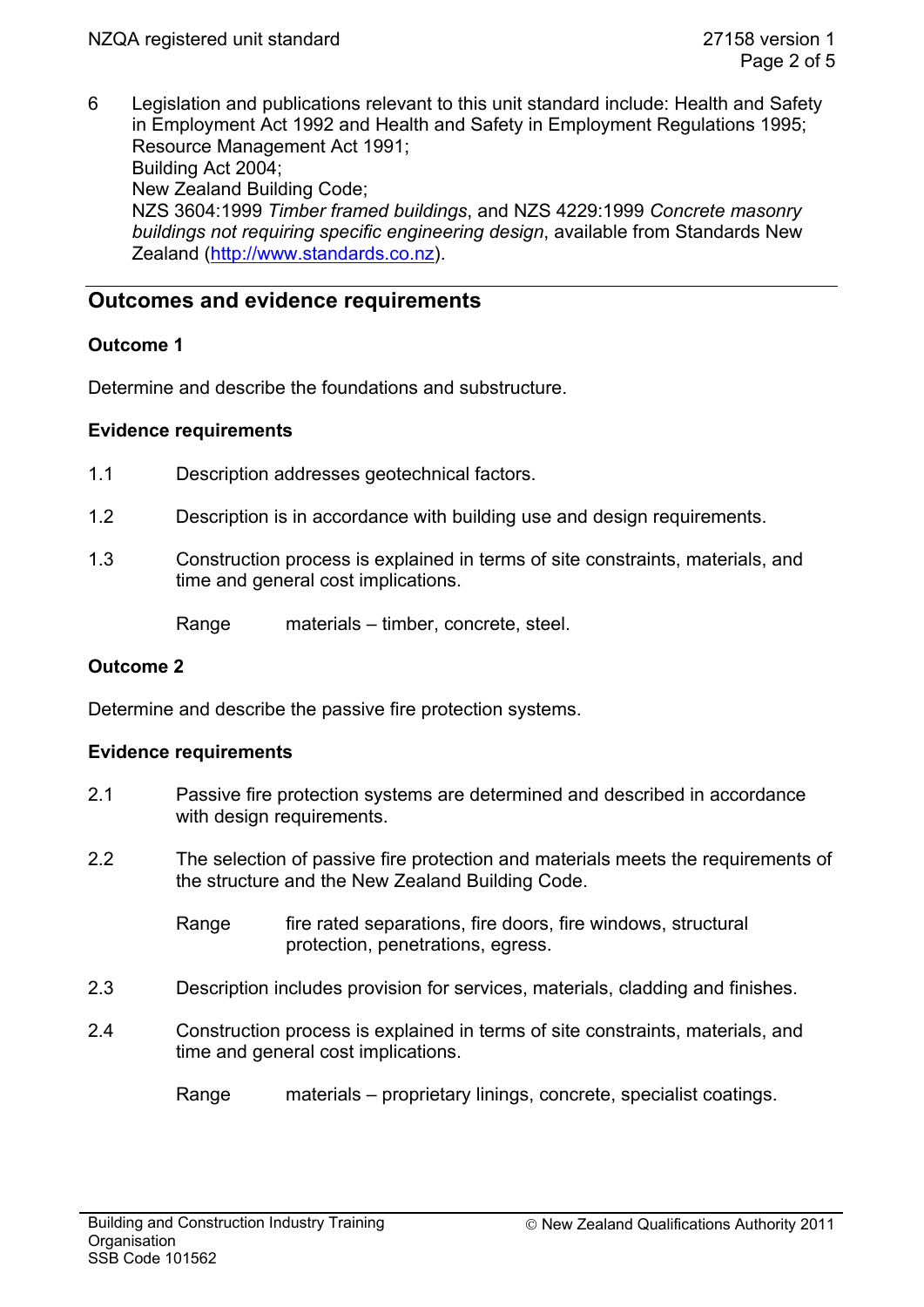6 Legislation and publications relevant to this unit standard include: Health and Safety in Employment Act 1992 and Health and Safety in Employment Regulations 1995; Resource Management Act 1991;
Building Act 2004;
New Zealand Building Code;
NZS 3604:1999 *Timber framed buildings*, and NZS 4229:1999 *Concrete masonry buildings not requiring specific engineering design*, available from Standards New Zealand (http://www.standards.co.nz).

## Outcomes and evidence requirements

### Outcome 1

Determine and describe the foundations and substructure.

### Evidence requirements

1.1 Description addresses geotechnical factors.

1.2 Description is in accordance with building use and design requirements.

1.3 Construction process is explained in terms of site constraints, materials, and time and general cost implications.

Range materials – timber, concrete, steel.

### Outcome 2

Determine and describe the passive fire protection systems.

### Evidence requirements

2.1 Passive fire protection systems are determined and described in accordance with design requirements.

2.2 The selection of passive fire protection and materials meets the requirements of the structure and the New Zealand Building Code.

Range fire rated separations, fire doors, fire windows, structural protection, penetrations, egress.

2.3 Description includes provision for services, materials, cladding and finishes.

2.4 Construction process is explained in terms of site constraints, materials, and time and general cost implications.

Range materials – proprietary linings, concrete, specialist coatings.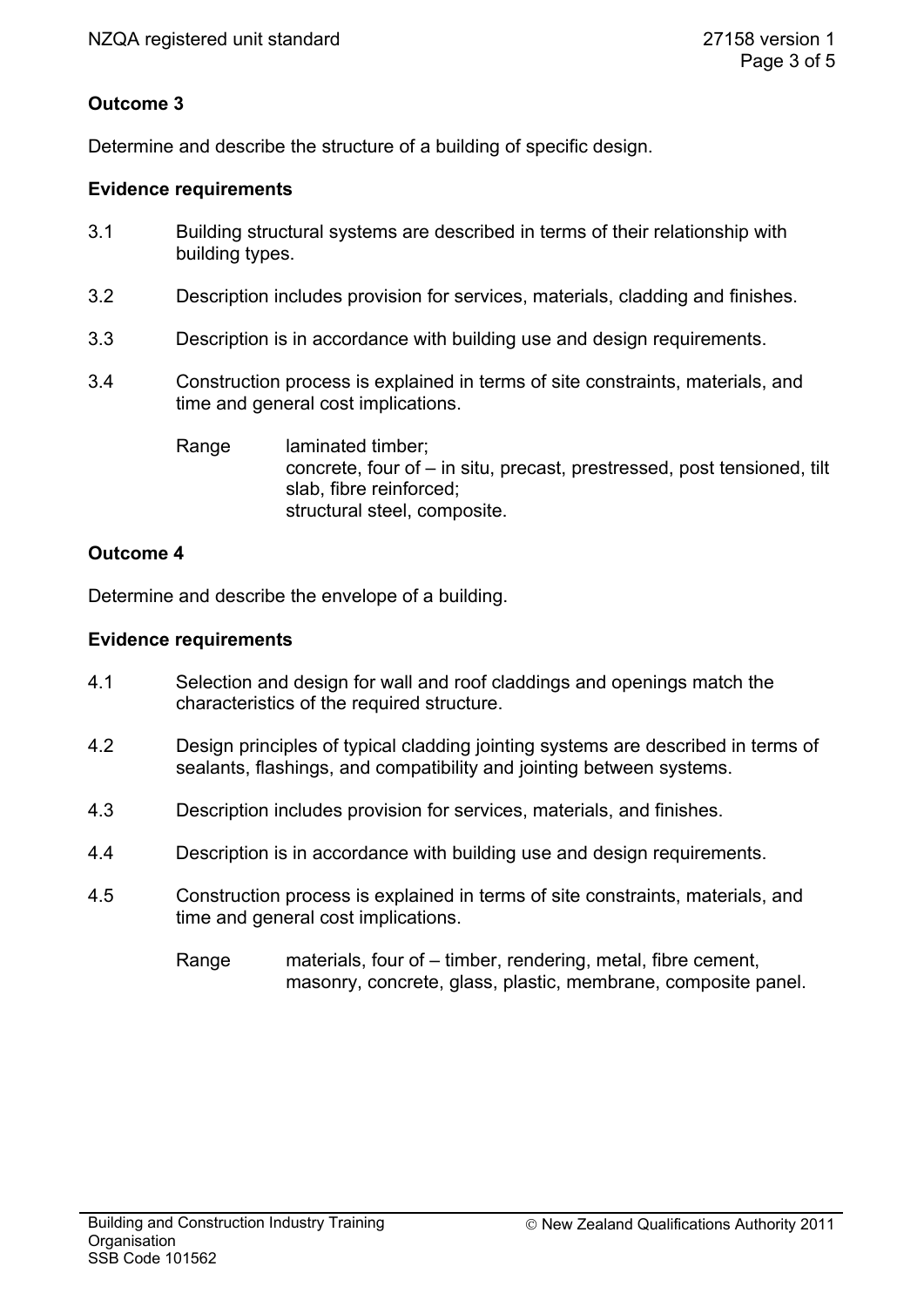**Outcome 3**

Determine and describe the structure of a building of specific design.

**Evidence requirements**

3.1 Building structural systems are described in terms of their relationship with building types.

3.2 Description includes provision for services, materials, cladding and finishes.

3.3 Description is in accordance with building use and design requirements.

3.4 Construction process is explained in terms of site constraints, materials, and time and general cost implications.

Range laminated timber;
concrete, four of – in situ, precast, prestressed, post tensioned, tilt slab, fibre reinforced;
structural steel, composite.

**Outcome 4**

Determine and describe the envelope of a building.

**Evidence requirements**

4.1 Selection and design for wall and roof claddings and openings match the characteristics of the required structure.

4.2 Design principles of typical cladding jointing systems are described in terms of sealants, flashings, and compatibility and jointing between systems.

4.3 Description includes provision for services, materials, and finishes.

4.4 Description is in accordance with building use and design requirements.

4.5 Construction process is explained in terms of site constraints, materials, and time and general cost implications.

Range materials, four of – timber, rendering, metal, fibre cement, masonry, concrete, glass, plastic, membrane, composite panel.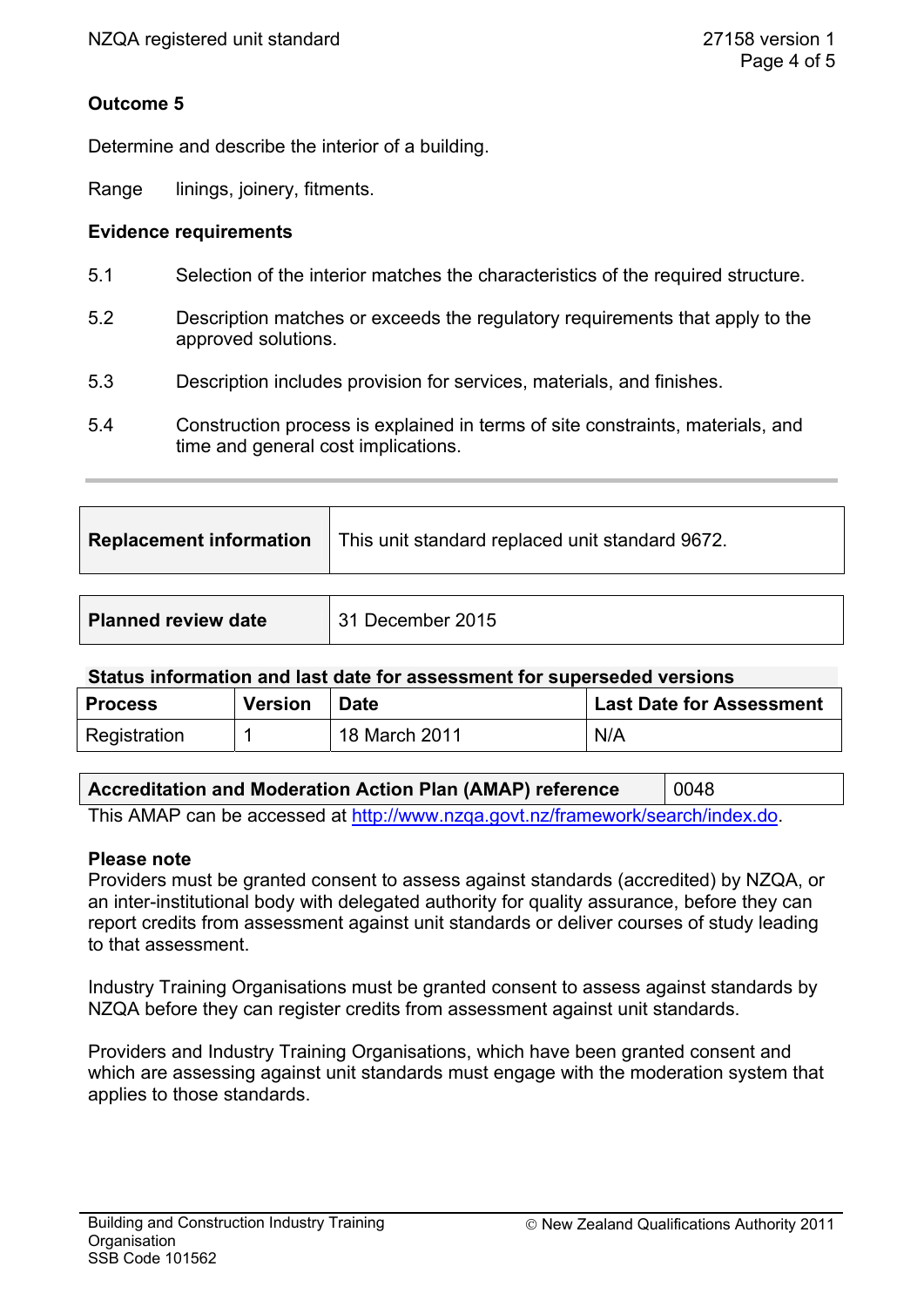## Outcome 5

Determine and describe the interior of a building.

Range linings, joinery, fitments.

### Evidence requirements

5.1 Selection of the interior matches the characteristics of the required structure.

5.2 Description matches or exceeds the regulatory requirements that apply to the approved solutions.

5.3 Description includes provision for services, materials, and finishes.

5.4 Construction process is explained in terms of site constraints, materials, and time and general cost implications.

| **Replacement information** | This unit standard replaced unit standard 9672. |
|---|---|

| **Planned review date** | 31 December 2015 |
|---|---|

**Status information and last date for assessment for superseded versions**

| Process | Version | Date | Last Date for Assessment |
|---|---|---|---|
| Registration | 1 | 18 March 2011 | N/A |

| **Accreditation and Moderation Action Plan (AMAP) reference** | 0048 |
|---|---|

This AMAP can be accessed at http://www.nzqa.govt.nz/framework/search/index.do.

**Please note**

Providers must be granted consent to assess against standards (accredited) by NZQA, or an inter-institutional body with delegated authority for quality assurance, before they can report credits from assessment against unit standards or deliver courses of study leading to that assessment.

Industry Training Organisations must be granted consent to assess against standards by NZQA before they can register credits from assessment against unit standards.

Providers and Industry Training Organisations, which have been granted consent and which are assessing against unit standards must engage with the moderation system that applies to those standards.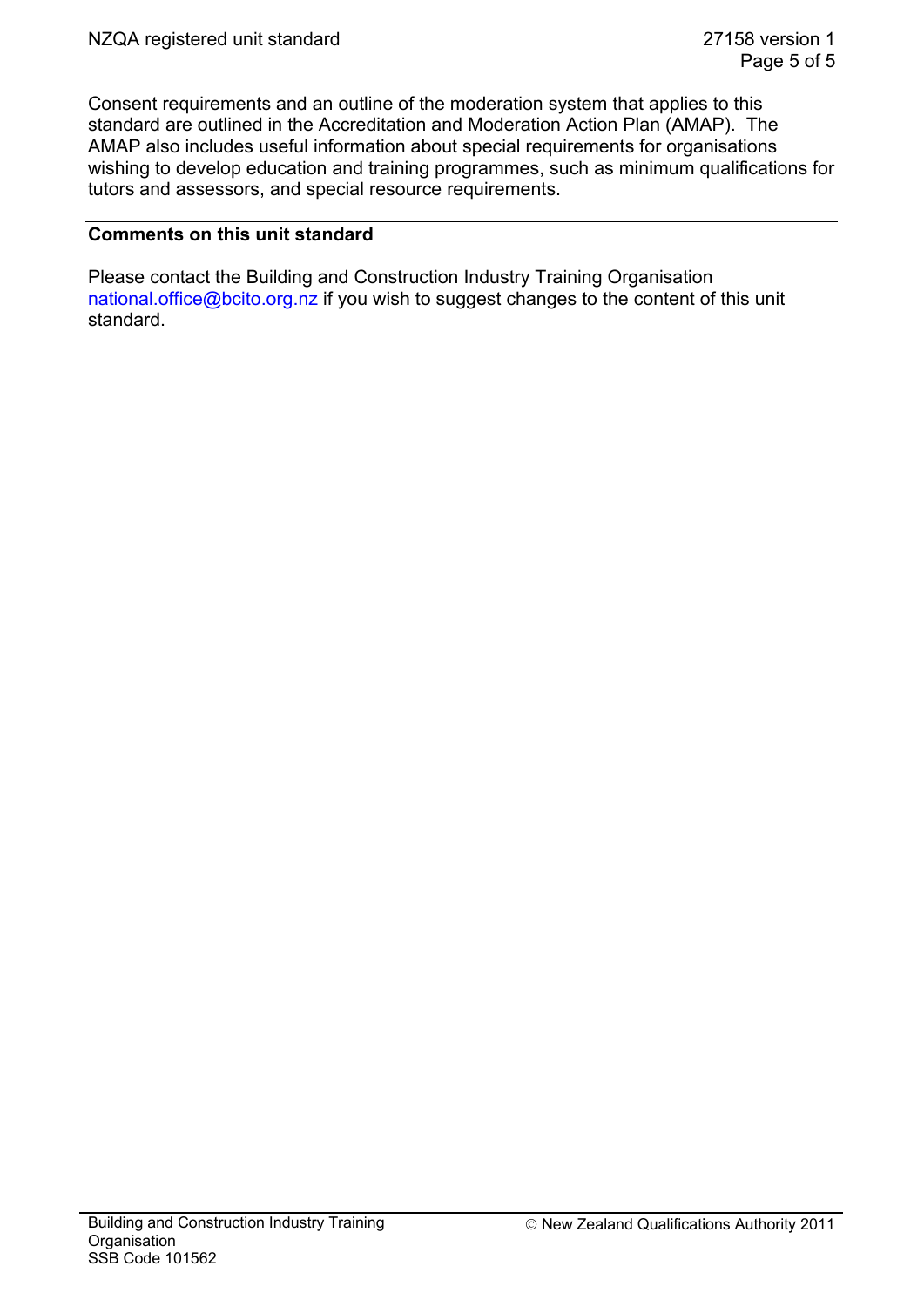Consent requirements and an outline of the moderation system that applies to this standard are outlined in the Accreditation and Moderation Action Plan (AMAP). The AMAP also includes useful information about special requirements for organisations wishing to develop education and training programmes, such as minimum qualifications for tutors and assessors, and special resource requirements.

**Comments on this unit standard**

Please contact the Building and Construction Industry Training Organisation national.office@bcito.org.nz if you wish to suggest changes to the content of this unit standard.